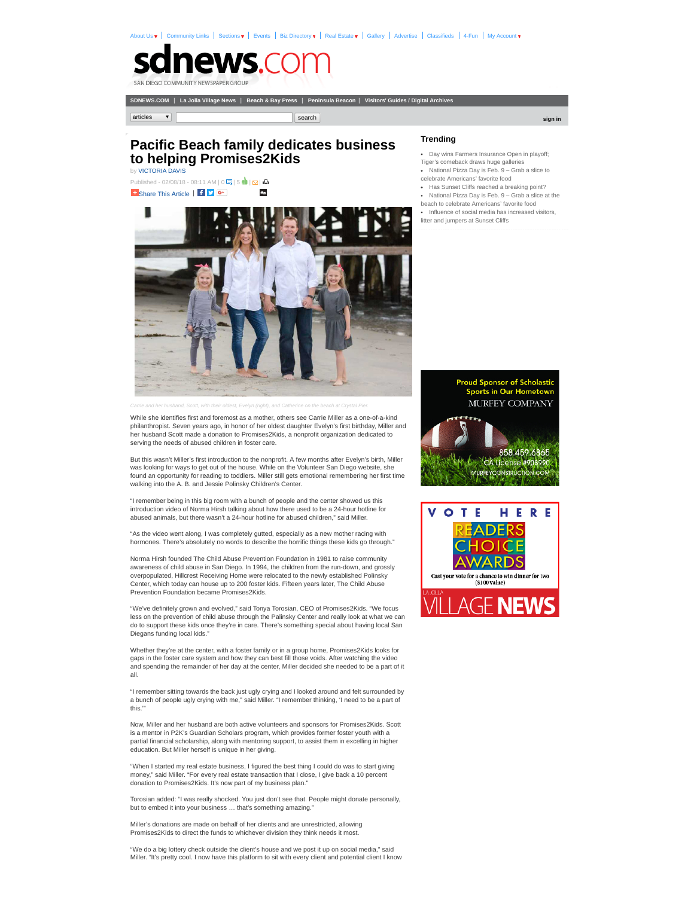# Pacific Beach family dedicates business to helping Promises2Kids

by VICTORIA DAVIS

Published - 02/08/18 - 08:11 AM | 0 | 5 | |

Share This Article |

Carrie and her husband, Scott, with their oldest, Evelyn (right), and Catherine on the beach at Crystal Pier.

While she identifies first and foremost as a mother, others see Carrie Miller as a one-of-a-kind philanthropist. Seven years ago, in honor of her oldest daughter Evelyn's first birthday, Miller and her husband Scott made a donation to Promises2Kids, a nonprofit organization dedicated to serving the needs of abused children in foster care.

But this wasn't Miller's first introduction to the nonprofit. A few months after Evelyn's birth, Miller was looking for ways to get out of the house. While on the Volunteer San Diego website, she found an opportunity for reading to toddlers. Miller still gets emotional remembering her first time walking into the A. B. and Jessie Polinsky Children's Center.

"I remember being in this big room with a bunch of people and the center showed us this introduction video of Norma Hirsh talking about how there used to be a 24-hour hotline for abused animals, but there wasn't a 24-hour hotline for abused children," said Miller.

"As the video went along, I was completely gutted, especially as a new mother racing with hormones. There's absolutely no words to describe the horrific things these kids go through."

Norma Hirsh founded The Child Abuse Prevention Foundation in 1981 to raise community awareness of child abuse in San Diego. In 1994, the children from the run-down, and grossly overpopulated, Hillcrest Receiving Home were relocated to the newly established Polinsky Center, which today can house up to 200 foster kids. Fifteen years later, The Child Abuse Prevention Foundation became Promises2Kids.

"We've definitely grown and evolved," said Tonya Torosian, CEO of Promises2Kids. "We focus less on the prevention of child abuse through the Palinsky Center and really look at what we can do to support these kids once they're in care. There's something special about having local San Diegans funding local kids."

Whether they're at the center, with a foster family or in a group home, Promises2Kids looks for gaps in the foster care system and how they can best fill those voids. After watching the video and spending the remainder of her day at the center, Miller decided she needed to be a part of it all.

"I remember sitting towards the back just ugly crying and I looked around and felt surrounded by a bunch of people ugly crying with me," said Miller. "I remember thinking, 'I need to be a part of this.'"

Now, Miller and her husband are both active volunteers and sponsors for Promises2Kids. Scott is a mentor in P2K's Guardian Scholars program, which provides former foster youth with a partial financial scholarship, along with mentoring support, to assist them in excelling in higher education. But Miller herself is unique in her giving.

"When I started my real estate business, I figured the best thing I could do was to start giving money," said Miller. "For every real estate transaction that I close, I give back a 10 percent donation to Promises2Kids. It's now part of my business plan."

Torosian added: "I was really shocked. You just don't see that. People might donate personally, but to embed it into your business … that's something amazing."

Miller's donations are made on behalf of her clients and are unrestricted, allowing Promises2Kids to direct the funds to whichever division they think needs it most.

"We do a big lottery check outside the client's house and we post it up on social media," said Miller. "It's pretty cool. I now have this platform to sit with every client and potential client I know

## Trending

- Day wins Farmers Insurance Open in playoff; Tiger's comeback draws huge galleries
- National Pizza Day is Feb. 9 – Grab a slice to celebrate Americans' favorite food
- Has Sunset Cliffs reached a breaking point?
- National Pizza Day is Feb. 9 – Grab a slice at the beach to celebrate Americans' favorite food
- Influence of social media has increased visitors, litter and jumpers at Sunset Cliffs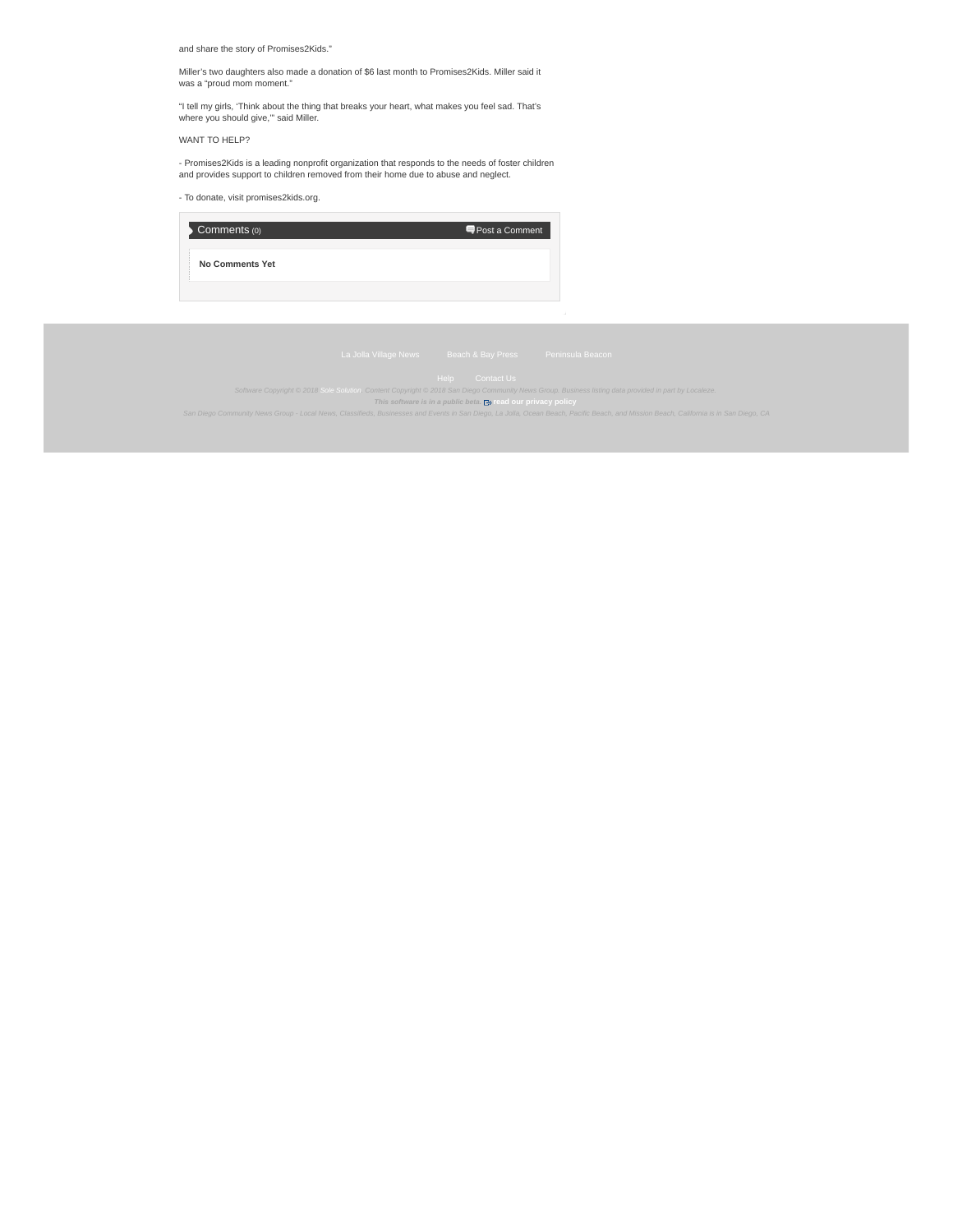and share the story of Promises2Kids."

Miller's two daughters also made a donation of $6 last month to Promises2Kids. Miller said it was a "proud mom moment."

"I tell my girls, 'Think about the thing that breaks your heart, what makes you feel sad. That's where you should give,'" said Miller.

WANT TO HELP?

- Promises2Kids is a leading nonprofit organization that responds to the needs of foster children and provides support to children removed from their home due to abuse and neglect.

- To donate, visit promises2kids.org.

Comments (0) Post a Comment

**No Comments Yet**

La Jolla Village News Beach & Bay Press Peninsula Beacon

Help Contact Us

*Software Copyright © 2018 Sole Solution. Content Copyright © 2018 San Diego Community News Group. Business listing data provided in part by Localeze.*

***This software is in a public beta.*** **read our privacy policy**

*San Diego Community News Group - Local News, Classifieds, Businesses and Events in San Diego, La Jolla, Ocean Beach, Pacific Beach, and Mission Beach, California is in San Diego, CA.*